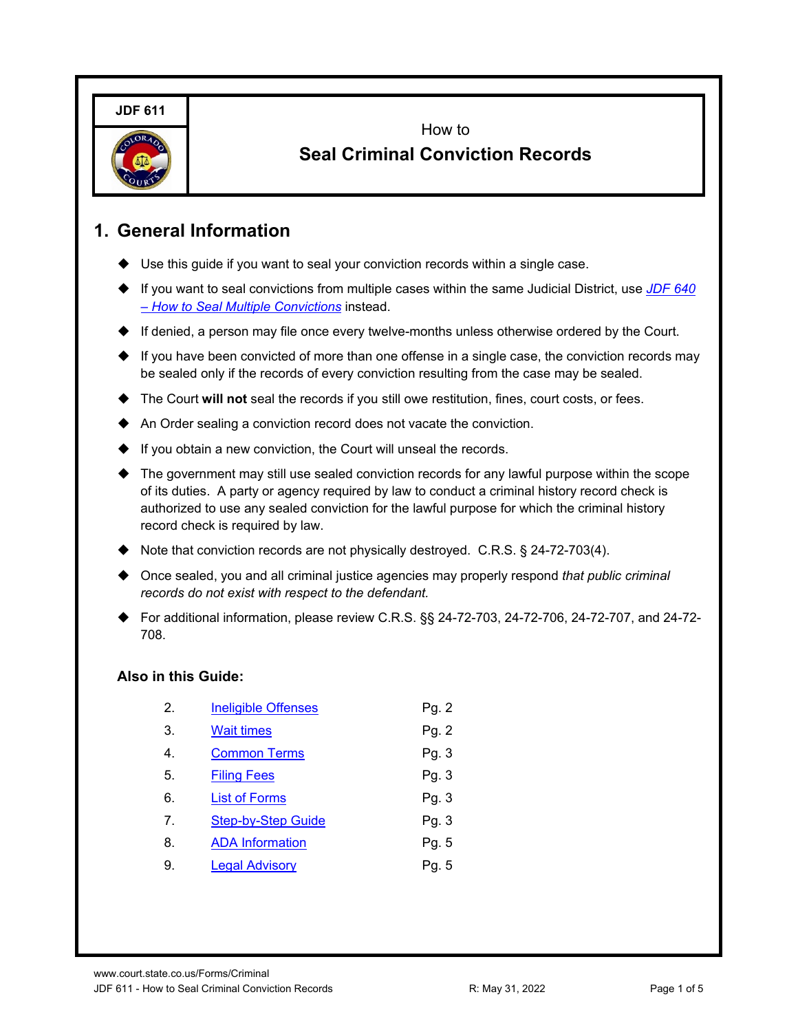JDF 611

# How to Seal Criminal Conviction Records

## 1. General Information

- Use this guide if you want to seal your conviction records within a single case.
- If you want to seal convictions from multiple cases within the same Judicial District, use *JDF 640 – How to Seal Multiple Convictions* instead.
- If denied, a person may file once every twelve-months unless otherwise ordered by the Court.
- If you have been convicted of more than one offense in a single case, the conviction records may be sealed only if the records of every conviction resulting from the case may be sealed.
- The Court **will not** seal the records if you still owe restitution, fines, court costs, or fees.
- An Order sealing a conviction record does not vacate the conviction.
- If you obtain a new conviction, the Court will unseal the records.
- The government may still use sealed conviction records for any lawful purpose within the scope of its duties. A party or agency required by law to conduct a criminal history record check is authorized to use any sealed conviction for the lawful purpose for which the criminal history record check is required by law.
- Note that conviction records are not physically destroyed. C.R.S. § 24-72-703(4).
- Once sealed, you and all criminal justice agencies may properly respond *that public criminal records do not exist with respect to the defendant.*
- For additional information, please review C.R.S. §§ 24-72-703, 24-72-706, 24-72-707, and 24-72-708.

### Also in this Guide:

| | | |
|---|---|---|
| 2. | Ineligible Offenses | Pg. 2 |
| 3. | Wait times | Pg. 2 |
| 4. | Common Terms | Pg. 3 |
| 5. | Filing Fees | Pg. 3 |
| 6. | List of Forms | Pg. 3 |
| 7. | Step-by-Step Guide | Pg. 3 |
| 8. | ADA Information | Pg. 5 |
| 9. | Legal Advisory | Pg. 5 |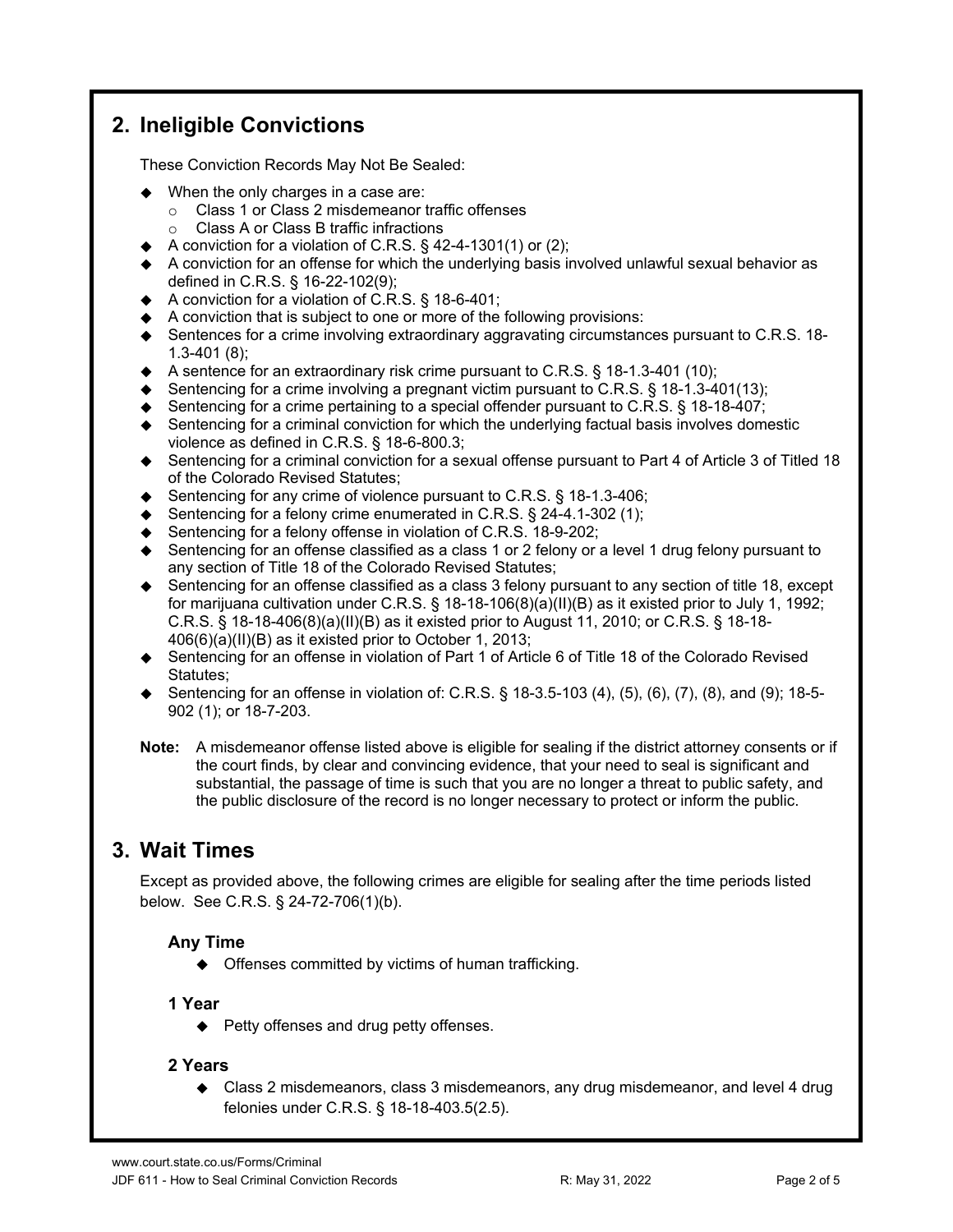## 2. Ineligible Convictions

These Conviction Records May Not Be Sealed:

- When the only charges in a case are:
  - Class 1 or Class 2 misdemeanor traffic offenses
  - Class A or Class B traffic infractions
- A conviction for a violation of C.R.S. § 42-4-1301(1) or (2);
- A conviction for an offense for which the underlying basis involved unlawful sexual behavior as defined in C.R.S. § 16-22-102(9);
- A conviction for a violation of C.R.S. § 18-6-401;
- A conviction that is subject to one or more of the following provisions:
- Sentences for a crime involving extraordinary aggravating circumstances pursuant to C.R.S. 18-1.3-401 (8);
- A sentence for an extraordinary risk crime pursuant to C.R.S. § 18-1.3-401 (10);
- Sentencing for a crime involving a pregnant victim pursuant to C.R.S. § 18-1.3-401(13);
- Sentencing for a crime pertaining to a special offender pursuant to C.R.S. § 18-18-407;
- Sentencing for a criminal conviction for which the underlying factual basis involves domestic violence as defined in C.R.S. § 18-6-800.3;
- Sentencing for a criminal conviction for a sexual offense pursuant to Part 4 of Article 3 of Titled 18 of the Colorado Revised Statutes;
- Sentencing for any crime of violence pursuant to C.R.S. § 18-1.3-406;
- Sentencing for a felony crime enumerated in C.R.S. § 24-4.1-302 (1);
- Sentencing for a felony offense in violation of C.R.S. 18-9-202;
- Sentencing for an offense classified as a class 1 or 2 felony or a level 1 drug felony pursuant to any section of Title 18 of the Colorado Revised Statutes;
- Sentencing for an offense classified as a class 3 felony pursuant to any section of title 18, except for marijuana cultivation under C.R.S. § 18-18-106(8)(a)(II)(B) as it existed prior to July 1, 1992; C.R.S. § 18-18-406(8)(a)(II)(B) as it existed prior to August 11, 2010; or C.R.S. § 18-18-406(6)(a)(II)(B) as it existed prior to October 1, 2013;
- Sentencing for an offense in violation of Part 1 of Article 6 of Title 18 of the Colorado Revised Statutes;
- Sentencing for an offense in violation of: C.R.S. § 18-3.5-103 (4), (5), (6), (7), (8), and (9); 18-5-902 (1); or 18-7-203.

**Note:** A misdemeanor offense listed above is eligible for sealing if the district attorney consents or if the court finds, by clear and convincing evidence, that your need to seal is significant and substantial, the passage of time is such that you are no longer a threat to public safety, and the public disclosure of the record is no longer necessary to protect or inform the public.

## 3. Wait Times

Except as provided above, the following crimes are eligible for sealing after the time periods listed below. See C.R.S. § 24-72-706(1)(b).

### Any Time

- Offenses committed by victims of human trafficking.

### 1 Year

- Petty offenses and drug petty offenses.

### 2 Years

- Class 2 misdemeanors, class 3 misdemeanors, any drug misdemeanor, and level 4 drug felonies under C.R.S. § 18-18-403.5(2.5).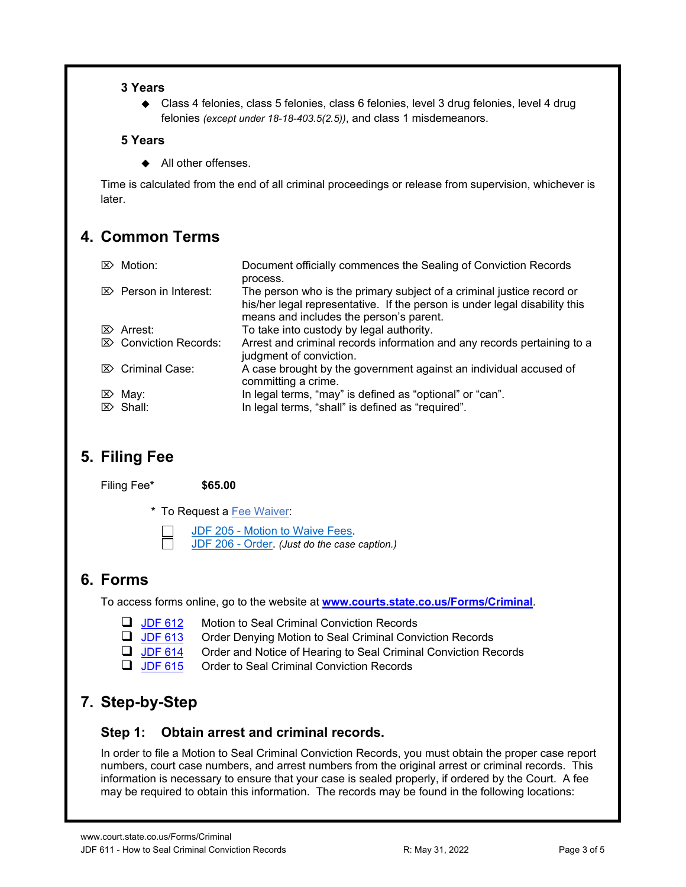**3 Years**

- Class 4 felonies, class 5 felonies, class 6 felonies, level 3 drug felonies, level 4 drug felonies *(except under 18-18-403.5(2.5))*, and class 1 misdemeanors.

**5 Years**

- All other offenses.

Time is calculated from the end of all criminal proceedings or release from supervision, whichever is later.

## 4. Common Terms

| Term | Definition |
| --- | --- |
| ⌦ Motion: | Document officially commences the Sealing of Conviction Records process. |
| ⌦ Person in Interest: | The person who is the primary subject of a criminal justice record or his/her legal representative. If the person is under legal disability this means and includes the person's parent. |
| ⌦ Arrest: | To take into custody by legal authority. |
| ⌦ Conviction Records: | Arrest and criminal records information and any records pertaining to a judgment of conviction. |
| ⌦ Criminal Case: | A case brought by the government against an individual accused of committing a crime. |
| ⌦ May: | In legal terms, "may" is defined as "optional" or "can". |
| ⌦ Shall: | In legal terms, "shall" is defined as "required". |

## 5. Filing Fee

Filing Fee* **$65.00**

\* To Request a Fee Waiver:

- ☐ JDF 205 - Motion to Waive Fees.
- ☐ JDF 206 - Order. *(Just do the case caption.)*

## 6. Forms

To access forms online, go to the website at **www.courts.state.co.us/Forms/Criminal**.

- ☐ JDF 612 Motion to Seal Criminal Conviction Records
- ☐ JDF 613 Order Denying Motion to Seal Criminal Conviction Records
- ☐ JDF 614 Order and Notice of Hearing to Seal Criminal Conviction Records
- ☐ JDF 615 Order to Seal Criminal Conviction Records

## 7. Step-by-Step

### Step 1: Obtain arrest and criminal records.

In order to file a Motion to Seal Criminal Conviction Records, you must obtain the proper case report numbers, court case numbers, and arrest numbers from the original arrest or criminal records. This information is necessary to ensure that your case is sealed properly, if ordered by the Court. A fee may be required to obtain this information. The records may be found in the following locations: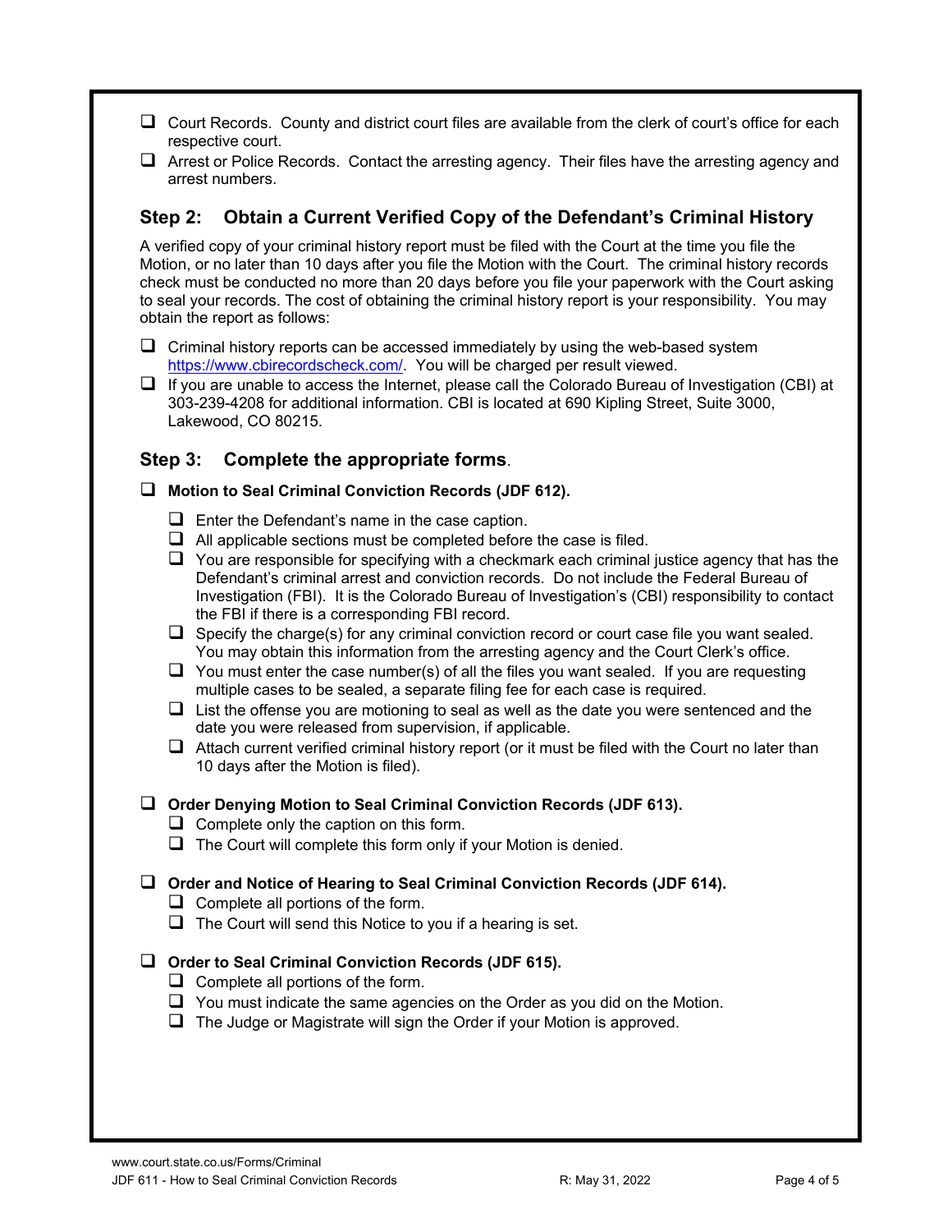- ❑ Court Records. County and district court files are available from the clerk of court's office for each respective court.
- ❑ Arrest or Police Records. Contact the arresting agency. Their files have the arresting agency and arrest numbers.

## Step 2: Obtain a Current Verified Copy of the Defendant's Criminal History

A verified copy of your criminal history report must be filed with the Court at the time you file the Motion, or no later than 10 days after you file the Motion with the Court. The criminal history records check must be conducted no more than 20 days before you file your paperwork with the Court asking to seal your records. The cost of obtaining the criminal history report is your responsibility. You may obtain the report as follows:

- ❑ Criminal history reports can be accessed immediately by using the web-based system https://www.cbirecordscheck.com/. You will be charged per result viewed.
- ❑ If you are unable to access the Internet, please call the Colorado Bureau of Investigation (CBI) at 303-239-4208 for additional information. CBI is located at 690 Kipling Street, Suite 3000, Lakewood, CO 80215.

## Step 3: Complete the appropriate forms.

- ❑ **Motion to Seal Criminal Conviction Records (JDF 612).**
  - ❑ Enter the Defendant's name in the case caption.
  - ❑ All applicable sections must be completed before the case is filed.
  - ❑ You are responsible for specifying with a checkmark each criminal justice agency that has the Defendant's criminal arrest and conviction records. Do not include the Federal Bureau of Investigation (FBI). It is the Colorado Bureau of Investigation's (CBI) responsibility to contact the FBI if there is a corresponding FBI record.
  - ❑ Specify the charge(s) for any criminal conviction record or court case file you want sealed. You may obtain this information from the arresting agency and the Court Clerk's office.
  - ❑ You must enter the case number(s) of all the files you want sealed. If you are requesting multiple cases to be sealed, a separate filing fee for each case is required.
  - ❑ List the offense you are motioning to seal as well as the date you were sentenced and the date you were released from supervision, if applicable.
  - ❑ Attach current verified criminal history report (or it must be filed with the Court no later than 10 days after the Motion is filed).

- ❑ **Order Denying Motion to Seal Criminal Conviction Records (JDF 613).**
  - ❑ Complete only the caption on this form.
  - ❑ The Court will complete this form only if your Motion is denied.

- ❑ **Order and Notice of Hearing to Seal Criminal Conviction Records (JDF 614).**
  - ❑ Complete all portions of the form.
  - ❑ The Court will send this Notice to you if a hearing is set.

- ❑ **Order to Seal Criminal Conviction Records (JDF 615).**
  - ❑ Complete all portions of the form.
  - ❑ You must indicate the same agencies on the Order as you did on the Motion.
  - ❑ The Judge or Magistrate will sign the Order if your Motion is approved.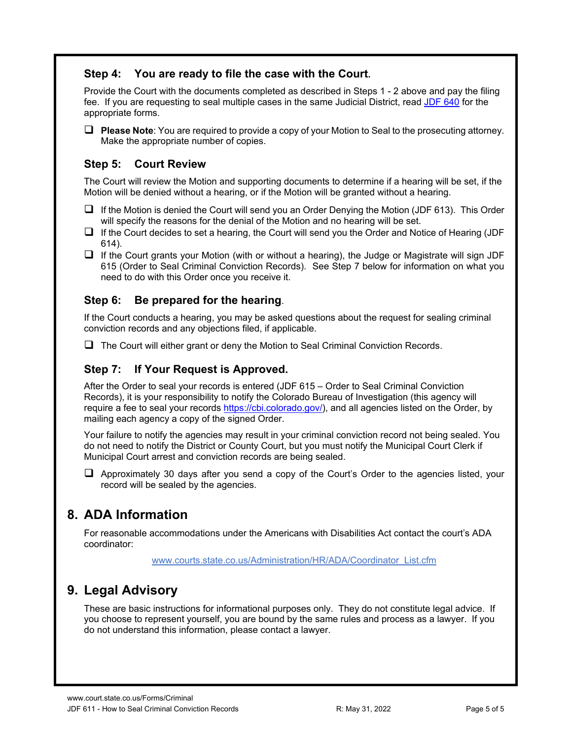### Step 4: You are ready to file the case with the Court.

Provide the Court with the documents completed as described in Steps 1 - 2 above and pay the filing fee. If you are requesting to seal multiple cases in the same Judicial District, read JDF 640 for the appropriate forms.

- ❑ **Please Note**: You are required to provide a copy of your Motion to Seal to the prosecuting attorney. Make the appropriate number of copies.

### Step 5: Court Review

The Court will review the Motion and supporting documents to determine if a hearing will be set, if the Motion will be denied without a hearing, or if the Motion will be granted without a hearing.

- ❑ If the Motion is denied the Court will send you an Order Denying the Motion (JDF 613). This Order will specify the reasons for the denial of the Motion and no hearing will be set.
- ❑ If the Court decides to set a hearing, the Court will send you the Order and Notice of Hearing (JDF 614).
- ❑ If the Court grants your Motion (with or without a hearing), the Judge or Magistrate will sign JDF 615 (Order to Seal Criminal Conviction Records). See Step 7 below for information on what you need to do with this Order once you receive it.

### Step 6: Be prepared for the hearing.

If the Court conducts a hearing, you may be asked questions about the request for sealing criminal conviction records and any objections filed, if applicable.

- ❑ The Court will either grant or deny the Motion to Seal Criminal Conviction Records.

### Step 7: If Your Request is Approved.

After the Order to seal your records is entered (JDF 615 – Order to Seal Criminal Conviction Records), it is your responsibility to notify the Colorado Bureau of Investigation (this agency will require a fee to seal your records https://cbi.colorado.gov/), and all agencies listed on the Order, by mailing each agency a copy of the signed Order.

Your failure to notify the agencies may result in your criminal conviction record not being sealed. You do not need to notify the District or County Court, but you must notify the Municipal Court Clerk if Municipal Court arrest and conviction records are being sealed.

- ❑ Approximately 30 days after you send a copy of the Court's Order to the agencies listed, your record will be sealed by the agencies.

## 8. ADA Information

For reasonable accommodations under the Americans with Disabilities Act contact the court's ADA coordinator:

www.courts.state.co.us/Administration/HR/ADA/Coordinator_List.cfm

## 9. Legal Advisory

These are basic instructions for informational purposes only. They do not constitute legal advice. If you choose to represent yourself, you are bound by the same rules and process as a lawyer. If you do not understand this information, please contact a lawyer.